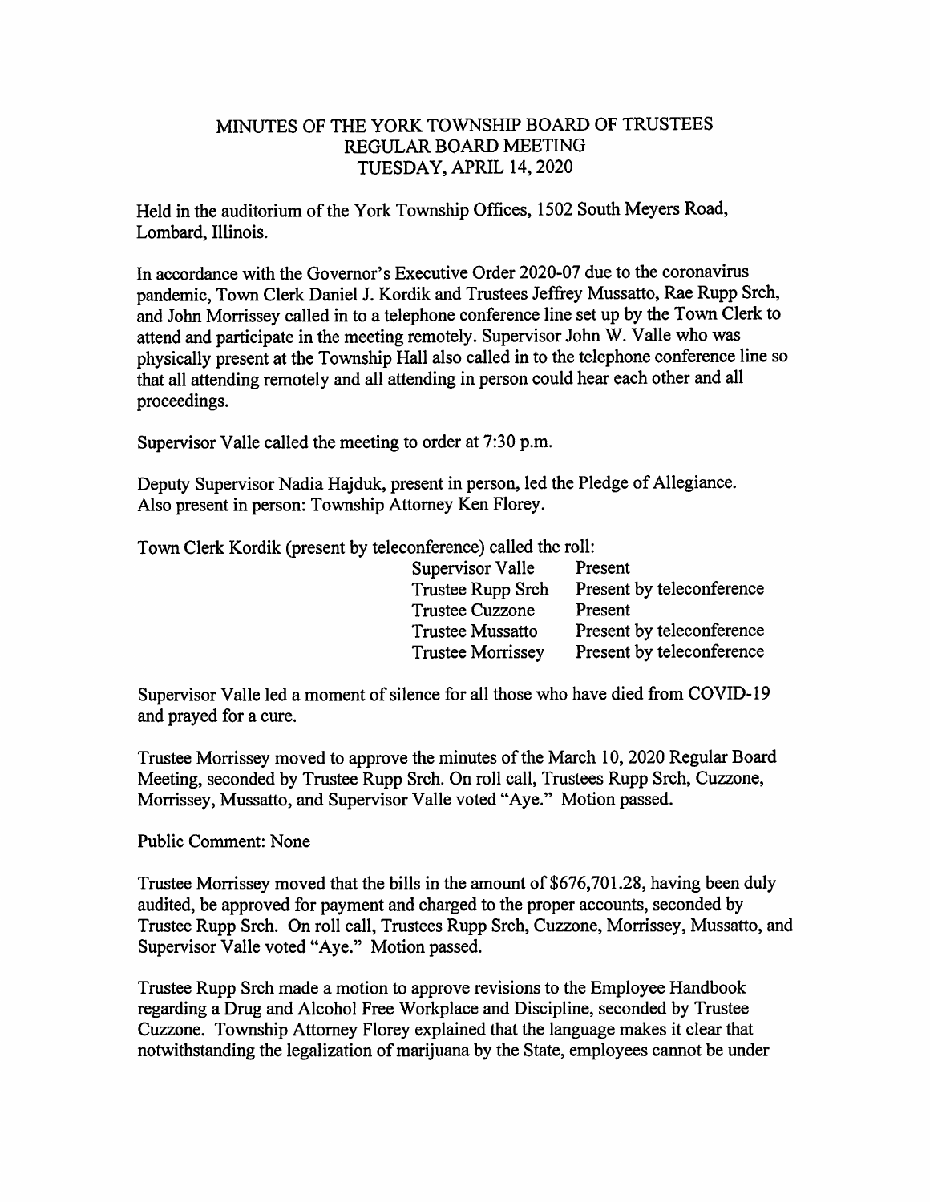# MINUTES OF THE YORK TOWNSHIP BOARD OF TRUSTEES
## REGULAR BOARD MEETING
### TUESDAY, APRIL 14, 2020

Held in the auditorium of the York Township Offices, 1502 South Meyers Road, Lombard, Illinois.

In accordance with the Governor's Executive Order 2020-07 due to the coronavirus pandemic, Town Clerk Daniel J. Kordik and Trustees Jeffrey Mussatto, Rae Rupp Srch, and John Morrissey called in to a telephone conference line set up by the Town Clerk to attend and participate in the meeting remotely. Supervisor John W. Valle who was physically present at the Township Hall also called in to the telephone conference line so that all attending remotely and all attending in person could hear each other and all proceedings.

Supervisor Valle called the meeting to order at 7:30 p.m.

Deputy Supervisor Nadia Hajduk, present in person, led the Pledge of Allegiance. Also present in person: Township Attorney Ken Florey.

Town Clerk Kordik (present by teleconference) called the roll:

| | |
|---|---|
| Supervisor Valle | Present |
| Trustee Rupp Srch | Present by teleconference |
| Trustee Cuzzone | Present |
| Trustee Mussatto | Present by teleconference |
| Trustee Morrissey | Present by teleconference |

Supervisor Valle led a moment of silence for all those who have died from COVID-19 and prayed for a cure.

Trustee Morrissey moved to approve the minutes of the March 10, 2020 Regular Board Meeting, seconded by Trustee Rupp Srch. On roll call, Trustees Rupp Srch, Cuzzone, Morrissey, Mussatto, and Supervisor Valle voted "Aye." Motion passed.

Public Comment: None

Trustee Morrissey moved that the bills in the amount of $676,701.28, having been duly audited, be approved for payment and charged to the proper accounts, seconded by Trustee Rupp Srch. On roll call, Trustees Rupp Srch, Cuzzone, Morrissey, Mussatto, and Supervisor Valle voted "Aye." Motion passed.

Trustee Rupp Srch made a motion to approve revisions to the Employee Handbook regarding a Drug and Alcohol Free Workplace and Discipline, seconded by Trustee Cuzzone. Township Attorney Florey explained that the language makes it clear that notwithstanding the legalization of marijuana by the State, employees cannot be under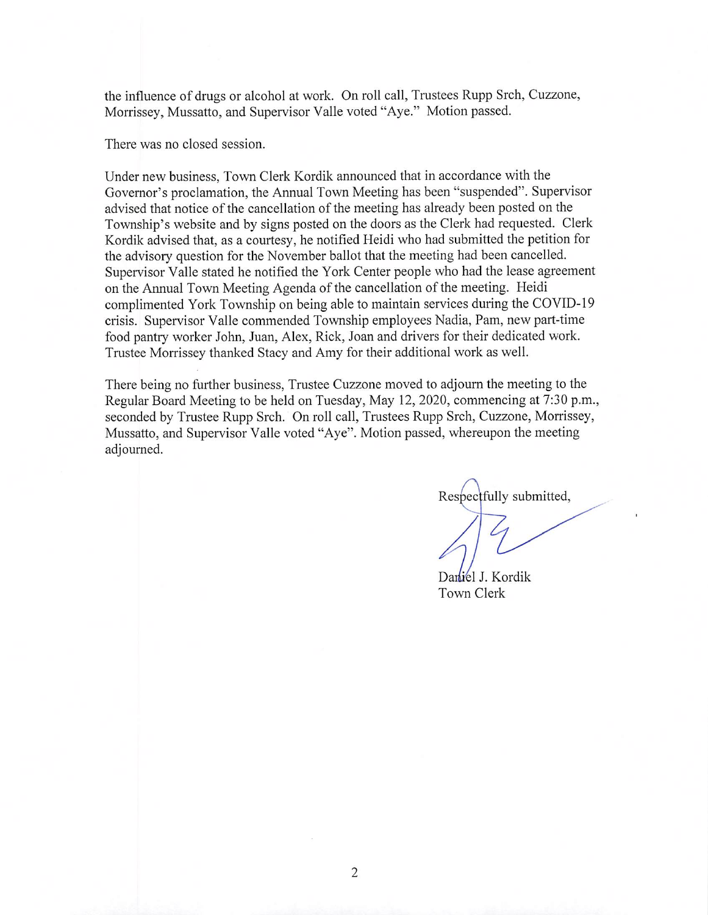the influence of drugs or alcohol at work. On roll call, Trustees Rupp Srch, Cuzzone, Morrissey, Mussatto, and Supervisor Valle voted "Aye." Motion passed.

There was no closed session.

Under new business, Town Clerk Kordik announced that in accordance with the Governor's proclamation, the Annual Town Meeting has been "suspended". Supervisor advised that notice of the cancellation of the meeting has already been posted on the Township's website and by signs posted on the doors as the Clerk had requested. Clerk Kordik advised that, as a courtesy, he notified Heidi who had submitted the petition for the advisory question for the November ballot that the meeting had been cancelled. Supervisor Valle stated he notified the York Center people who had the lease agreement on the Annual Town Meeting Agenda of the cancellation of the meeting. Heidi complimented York Township on being able to maintain services during the COVID-19 crisis. Supervisor Valle commended Township employees Nadia, Pam, new part-time food pantry worker John, Juan, Alex, Rick, Joan and drivers for their dedicated work. Trustee Morrissey thanked Stacy and Amy for their additional work as well.

There being no further business, Trustee Cuzzone moved to adjourn the meeting to the Regular Board Meeting to be held on Tuesday, May 12, 2020, commencing at 7:30 p.m., seconded by Trustee Rupp Srch. On roll call, Trustees Rupp Srch, Cuzzone, Morrissey, Mussatto, and Supervisor Valle voted "Aye". Motion passed, whereupon the meeting adjourned.

Respectfully submitted,

Daniel J. Kordik
Town Clerk